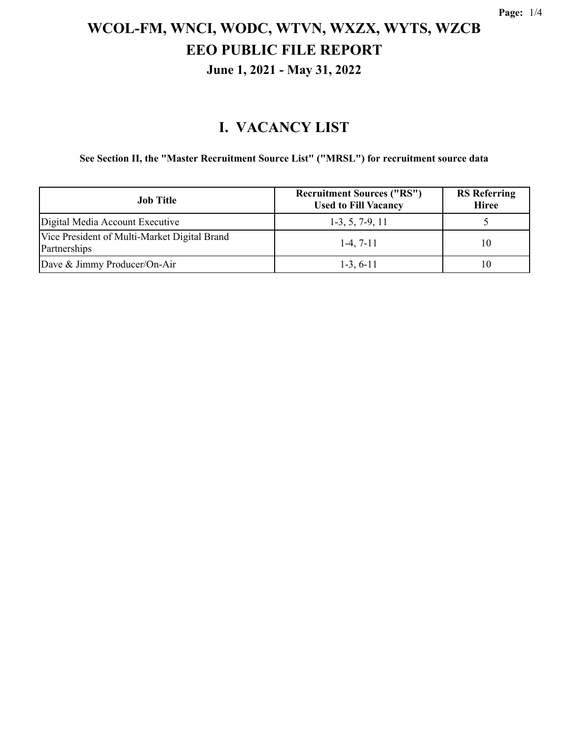# WCOL-FM, WNCI, WODC, WTVN, WXZX, WYTS, WZCB
# EEO PUBLIC FILE REPORT
### June 1, 2021 - May 31, 2022

## I. VACANCY LIST

**See Section II, the "Master Recruitment Source List" ("MRSL") for recruitment source data**

| Job Title | Recruitment Sources ("RS") Used to Fill Vacancy | RS Referring Hiree |
|---|---|---|
| Digital Media Account Executive | 1-3, 5, 7-9, 11 | 5 |
| Vice President of Multi-Market Digital Brand Partnerships | 1-4, 7-11 | 10 |
| Dave & Jimmy Producer/On-Air | 1-3, 6-11 | 10 |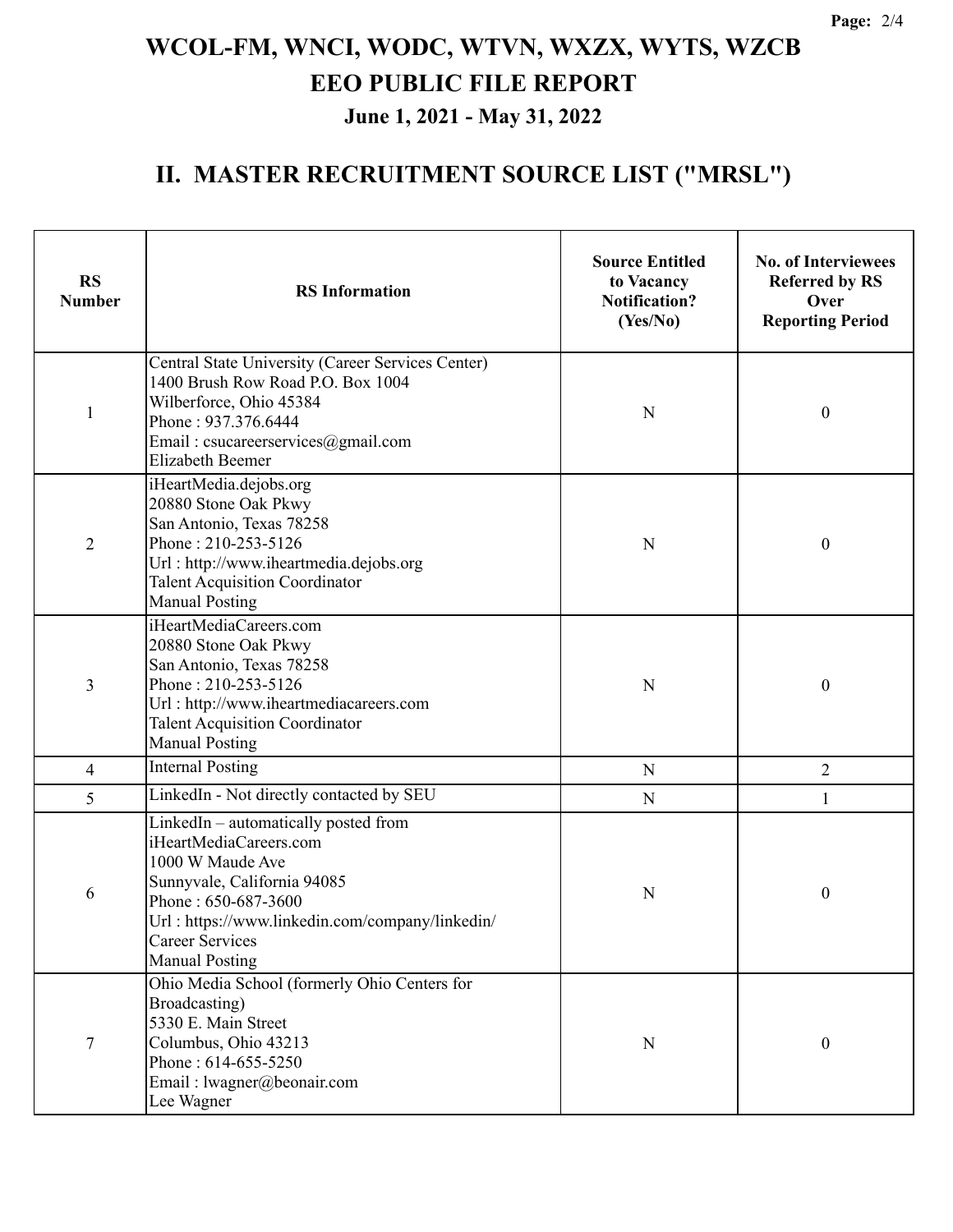# WCOL-FM, WNCI, WODC, WTVN, WXZX, WYTS, WZCB

# EEO PUBLIC FILE REPORT

### June 1, 2021 - May 31, 2022

## II. MASTER RECRUITMENT SOURCE LIST ("MRSL")

| RS Number | RS Information | Source Entitled to Vacancy Notification? (Yes/No) | No. of Interviewees Referred by RS Over Reporting Period |
|---|---|---|---|
| 1 | Central State University (Career Services Center)<br>1400 Brush Row Road P.O. Box 1004<br>Wilberforce, Ohio 45384<br>Phone : 937.376.6444<br>Email : csucareerservices@gmail.com<br>Elizabeth Beemer | N | 0 |
| 2 | iHeartMedia.dejobs.org<br>20880 Stone Oak Pkwy<br>San Antonio, Texas 78258<br>Phone : 210-253-5126<br>Url : http://www.iheartmedia.dejobs.org<br>Talent Acquisition Coordinator<br>Manual Posting | N | 0 |
| 3 | iHeartMediaCareers.com<br>20880 Stone Oak Pkwy<br>San Antonio, Texas 78258<br>Phone : 210-253-5126<br>Url : http://www.iheartmediacareers.com<br>Talent Acquisition Coordinator<br>Manual Posting | N | 0 |
| 4 | Internal Posting | N | 2 |
| 5 | LinkedIn - Not directly contacted by SEU | N | 1 |
| 6 | LinkedIn – automatically posted from iHeartMediaCareers.com<br>1000 W Maude Ave<br>Sunnyvale, California 94085<br>Phone : 650-687-3600<br>Url : https://www.linkedin.com/company/linkedin/<br>Career Services<br>Manual Posting | N | 0 |
| 7 | Ohio Media School (formerly Ohio Centers for Broadcasting)<br>5330 E. Main Street<br>Columbus, Ohio 43213<br>Phone : 614-655-5250<br>Email : lwagner@beonair.com<br>Lee Wagner | N | 0 |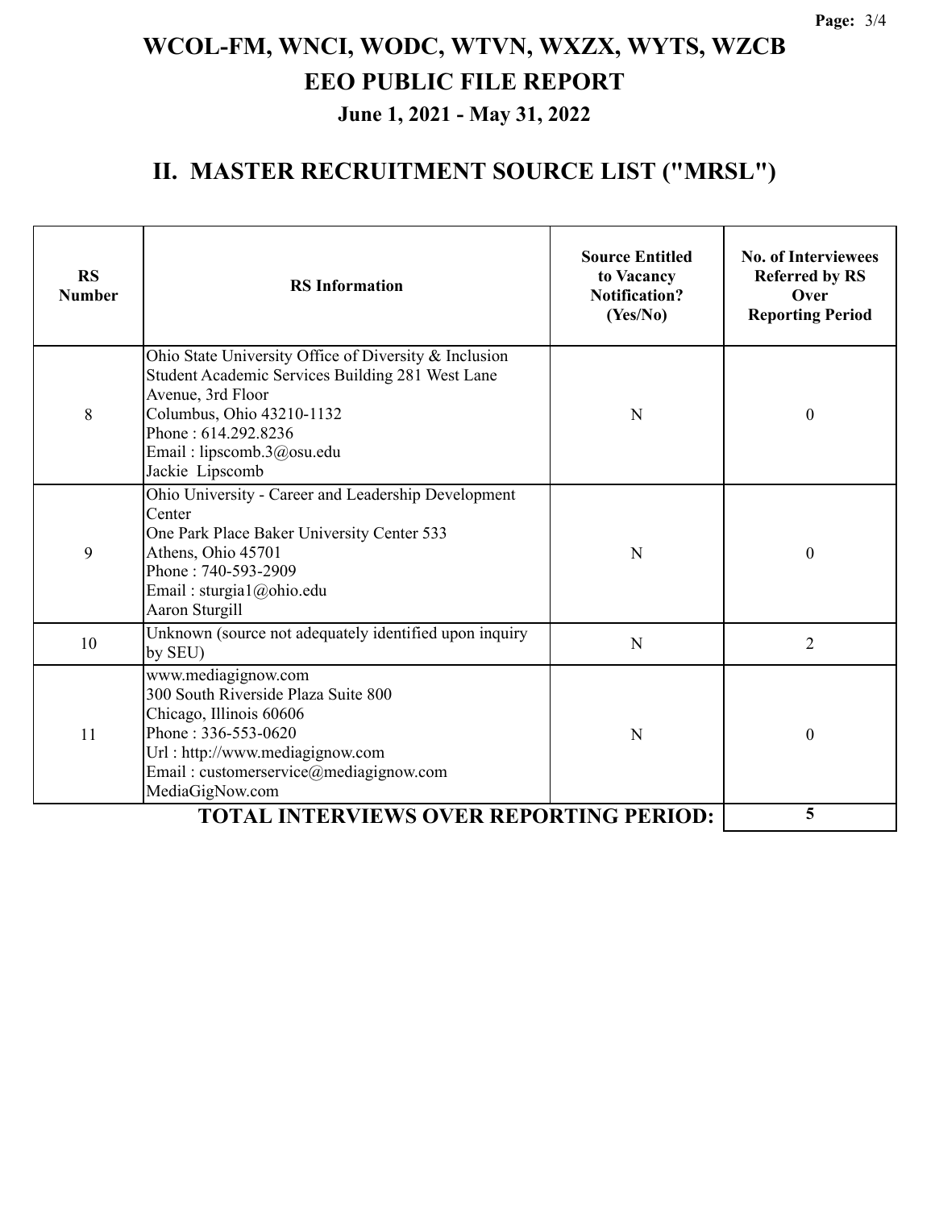# WCOL-FM, WNCI, WODC, WTVN, WXZX, WYTS, WZCB

# EEO PUBLIC FILE REPORT

### June 1, 2021 - May 31, 2022

## II. MASTER RECRUITMENT SOURCE LIST ("MRSL")

| RS Number | RS Information | Source Entitled to Vacancy Notification? (Yes/No) | No. of Interviewees Referred by RS Over Reporting Period |
|---|---|---|---|
| 8 | Ohio State University Office of Diversity & Inclusion<br>Student Academic Services Building 281 West Lane Avenue, 3rd Floor<br>Columbus, Ohio 43210-1132<br>Phone : 614.292.8236<br>Email : lipscomb.3@osu.edu<br>Jackie Lipscomb | N | 0 |
| 9 | Ohio University - Career and Leadership Development Center<br>One Park Place Baker University Center 533<br>Athens, Ohio 45701<br>Phone : 740-593-2909<br>Email : sturgia1@ohio.edu<br>Aaron Sturgill | N | 0 |
| 10 | Unknown (source not adequately identified upon inquiry by SEU) | N | 2 |
| 11 | www.mediagignow.com<br>300 South Riverside Plaza Suite 800<br>Chicago, Illinois 60606<br>Phone : 336-553-0620<br>Url : http://www.mediagignow.com<br>Email : customerservice@mediagignow.com<br>MediaGigNow.com | N | 0 |
| | **TOTAL INTERVIEWS OVER REPORTING PERIOD:** | | **5** |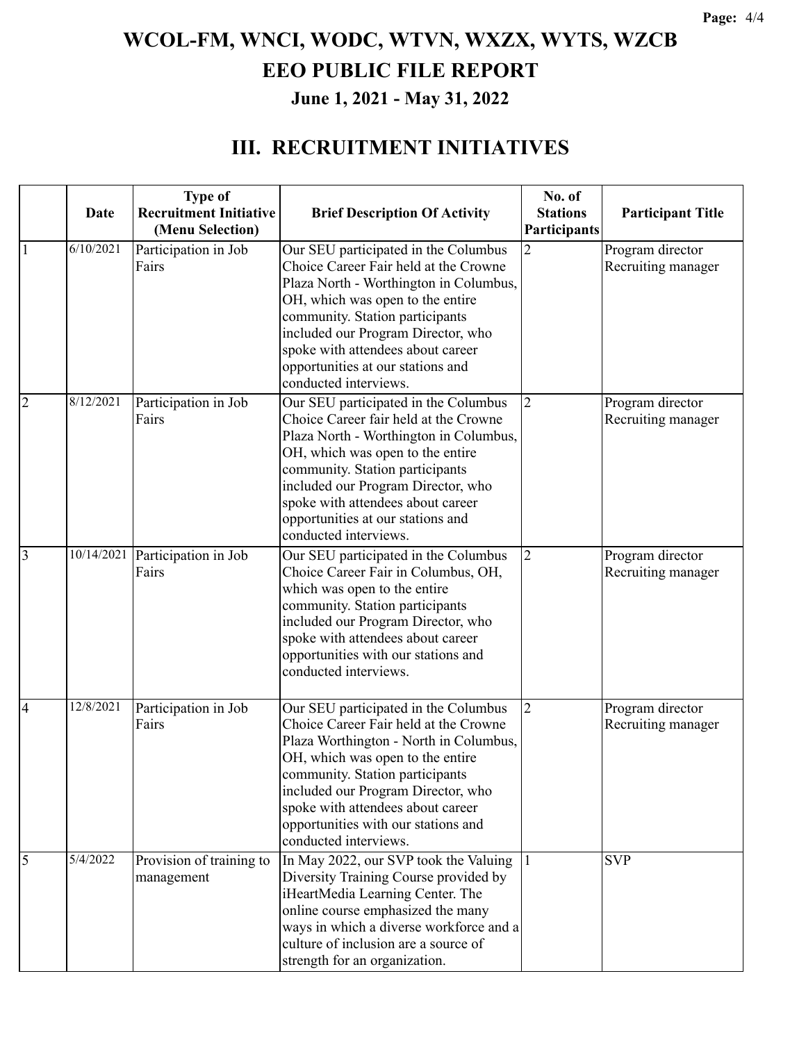# WCOL-FM, WNCI, WODC, WTVN, WXZX, WYTS, WZCB

# EEO PUBLIC FILE REPORT

## June 1, 2021 - May 31, 2022

## III. RECRUITMENT INITIATIVES

| | Date | Type of Recruitment Initiative (Menu Selection) | Brief Description Of Activity | No. of Stations Participants | Participant Title |
|---|---|---|---|---|---|
| 1 | 6/10/2021 | Participation in Job Fairs | Our SEU participated in the Columbus Choice Career Fair held at the Crowne Plaza North - Worthington in Columbus, OH, which was open to the entire community. Station participants included our Program Director, who spoke with attendees about career opportunities at our stations and conducted interviews. | 2 | Program director<br>Recruiting manager |
| 2 | 8/12/2021 | Participation in Job Fairs | Our SEU participated in the Columbus Choice Career fair held at the Crowne Plaza North - Worthington in Columbus, OH, which was open to the entire community. Station participants included our Program Director, who spoke with attendees about career opportunities at our stations and conducted interviews. | 2 | Program director<br>Recruiting manager |
| 3 | 10/14/2021 | Participation in Job Fairs | Our SEU participated in the Columbus Choice Career Fair in Columbus, OH, which was open to the entire community. Station participants included our Program Director, who spoke with attendees about career opportunities with our stations and conducted interviews. | 2 | Program director<br>Recruiting manager |
| 4 | 12/8/2021 | Participation in Job Fairs | Our SEU participated in the Columbus Choice Career Fair held at the Crowne Plaza Worthington - North in Columbus, OH, which was open to the entire community. Station participants included our Program Director, who spoke with attendees about career opportunities with our stations and conducted interviews. | 2 | Program director<br>Recruiting manager |
| 5 | 5/4/2022 | Provision of training to management | In May 2022, our SVP took the Valuing Diversity Training Course provided by iHeartMedia Learning Center. The online course emphasized the many ways in which a diverse workforce and a culture of inclusion are a source of strength for an organization. | 1 | SVP |